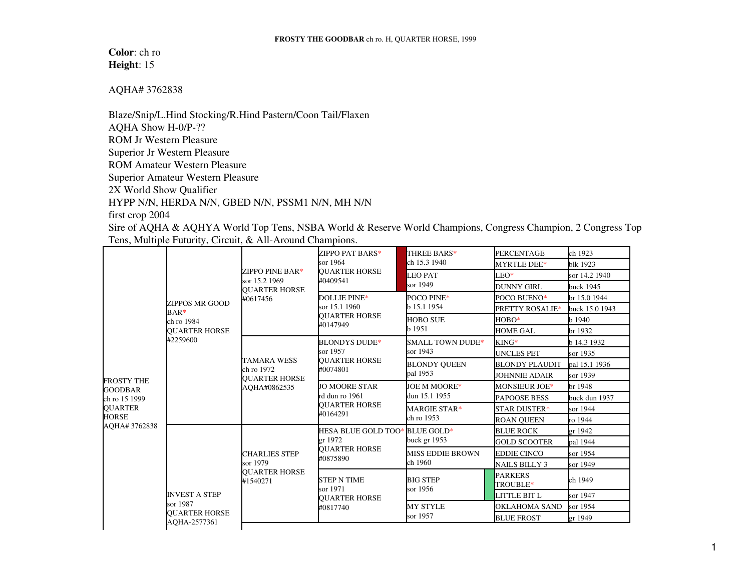**FROSTY THE GOODBAR** ch ro. H, QUARTER HORSE, 1999

**Color**: ch ro
**Height**: 15

AQHA# 3762838

Blaze/Snip/L.Hind Stocking/R.Hind Pastern/Coon Tail/Flaxen
AQHA Show H-0/P-??
ROM Jr Western Pleasure
Superior Jr Western Pleasure
ROM Amateur Western Pleasure
Superior Amateur Western Pleasure
2X World Show Qualifier
HYPP N/N, HERDA N/N, GBED N/N, PSSM1 N/N, MH N/N
first crop 2004
Sire of AQHA & AQHYA World Top Tens, NSBA World & Reserve World Champions, Congress Champion, 2 Congress Top Tens, Multiple Futurity, Circuit, & All-Around Champions.

| Horse | Parents | Grandparents | Great-grandparents | 3rd generation | 4th generation | |
|---|---|---|---|---|---|---|
| FROSTY THE GOODBAR ch ro 15 1999 QUARTER HORSE AQHA# 3762838 | ZIPPOS MR GOOD BAR* ch ro 1984 QUARTER HORSE #2259600 | ZIPPO PINE BAR* sor 15.2 1969 QUARTER HORSE #0617456 | ZIPPO PAT BARS* sor 1964 QUARTER HORSE #0409541 | THREE BARS* ch 15.3 1940 | PERCENTAGE | ch 1923 |
| | | | | | MYRTLE DEE* | blk 1923 |
| | | | | LEO PAT sor 1949 | LEO* | sor 14.2 1940 |
| | | | | | DUNNY GIRL | buck 1945 |
| | | | DOLLIE PINE* sor 15.1 1960 QUARTER HORSE #0147949 | POCO PINE* b 15.1 1954 | POCO BUENO* | br 15.0 1944 |
| | | | | | PRETTY ROSALIE* | buck 15.0 1943 |
| | | | | HOBO SUE b 1951 | HOBO* | b 1940 |
| | | | | | HOME GAL | br 1932 |
| | | TAMARA WESS ch ro 1972 QUARTER HORSE AQHA#0862535 | BLONDYS DUDE* sor 1957 QUARTER HORSE #0074801 | SMALL TOWN DUDE* sor 1943 | KING* | b 14.3 1932 |
| | | | | | UNCLES PET | sor 1935 |
| | | | | BLONDY QUEEN pal 1953 | BLONDY PLAUDIT | pal 15.1 1936 |
| | | | | | JOHNNIE ADAIR | sor 1939 |
| | | | JO MOORE STAR rd dun ro 1961 QUARTER HORSE #0164291 | JOE M MOORE* dun 15.1 1955 | MONSIEUR JOE* | br 1948 |
| | | | | | PAPOOSE BESS | buck dun 1937 |
| | | | | MARGIE STAR* ch ro 1953 | STAR DUSTER* | sor 1944 |
| | | | | | ROAN QUEEN | ro 1944 |
| | INVEST A STEP sor 1987 QUARTER HORSE AQHA-2577361 | CHARLIES STEP sor 1979 QUARTER HORSE #1540271 | HESA BLUE GOLD TOO* gr 1972 QUARTER HORSE #0875890 | BLUE GOLD* buck gr 1953 | BLUE ROCK | gr 1942 |
| | | | | | GOLD SCOOTER | pal 1944 |
| | | | | MISS EDDIE BROWN ch 1960 | EDDIE CINCO | sor 1954 |
| | | | | | NAILS BILLY 3 | sor 1949 |
| | | | STEP N TIME sor 1971 QUARTER HORSE #0817740 | BIG STEP sor 1956 | PARKERS TROUBLE* | ch 1949 |
| | | | | | LITTLE BIT L | sor 1947 |
| | | | | MY STYLE sor 1957 | OKLAHOMA SAND | sor 1954 |
| | | | | | BLUE FROST | gr 1949 |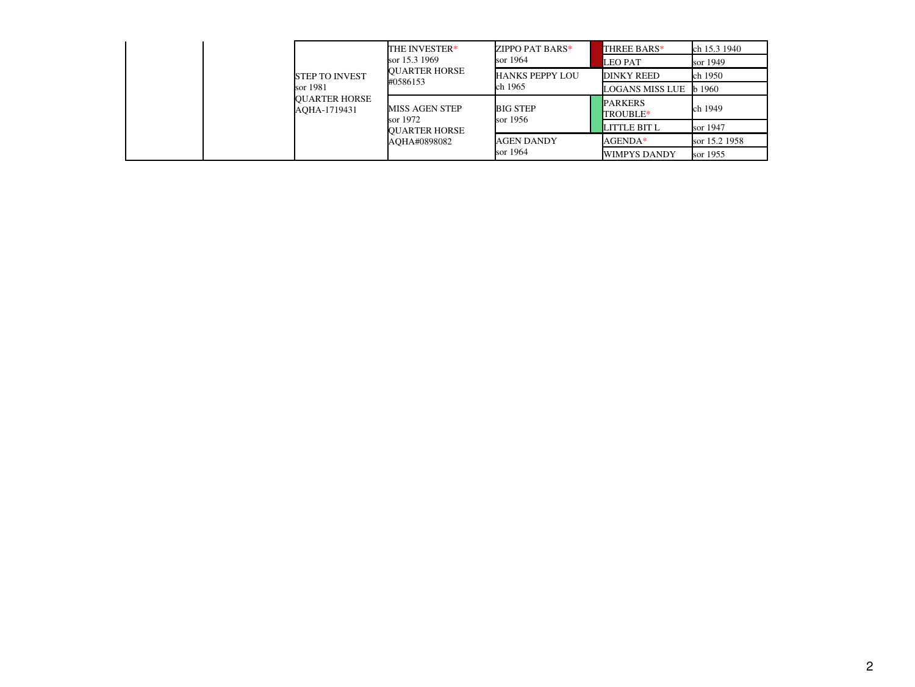| | | | | | | | |
|---|---|---|---|---|---|---|---|
| | | STEP TO INVEST sor 1981 QUARTER HORSE AQHA-1719431 | THE INVESTER* sor 15.3 1969 QUARTER HORSE #0586153 | ZIPPO PAT BARS* sor 1964 | | THREE BARS* | ch 15.3 1940 |
| | | | | | | LEO PAT | sor 1949 |
| | | | | HANKS PEPPY LOU ch 1965 | | DINKY REED | ch 1950 |
| | | | | | | LOGANS MISS LUE | b 1960 |
| | | | MISS AGEN STEP sor 1972 QUARTER HORSE AQHA#0898082 | BIG STEP sor 1956 | | PARKERS TROUBLE* | ch 1949 |
| | | | | | | LITTLE BIT L | sor 1947 |
| | | | | AGEN DANDY sor 1964 | | AGENDA* | sor 15.2 1958 |
| | | | | | | WIMPYS DANDY | sor 1955 |